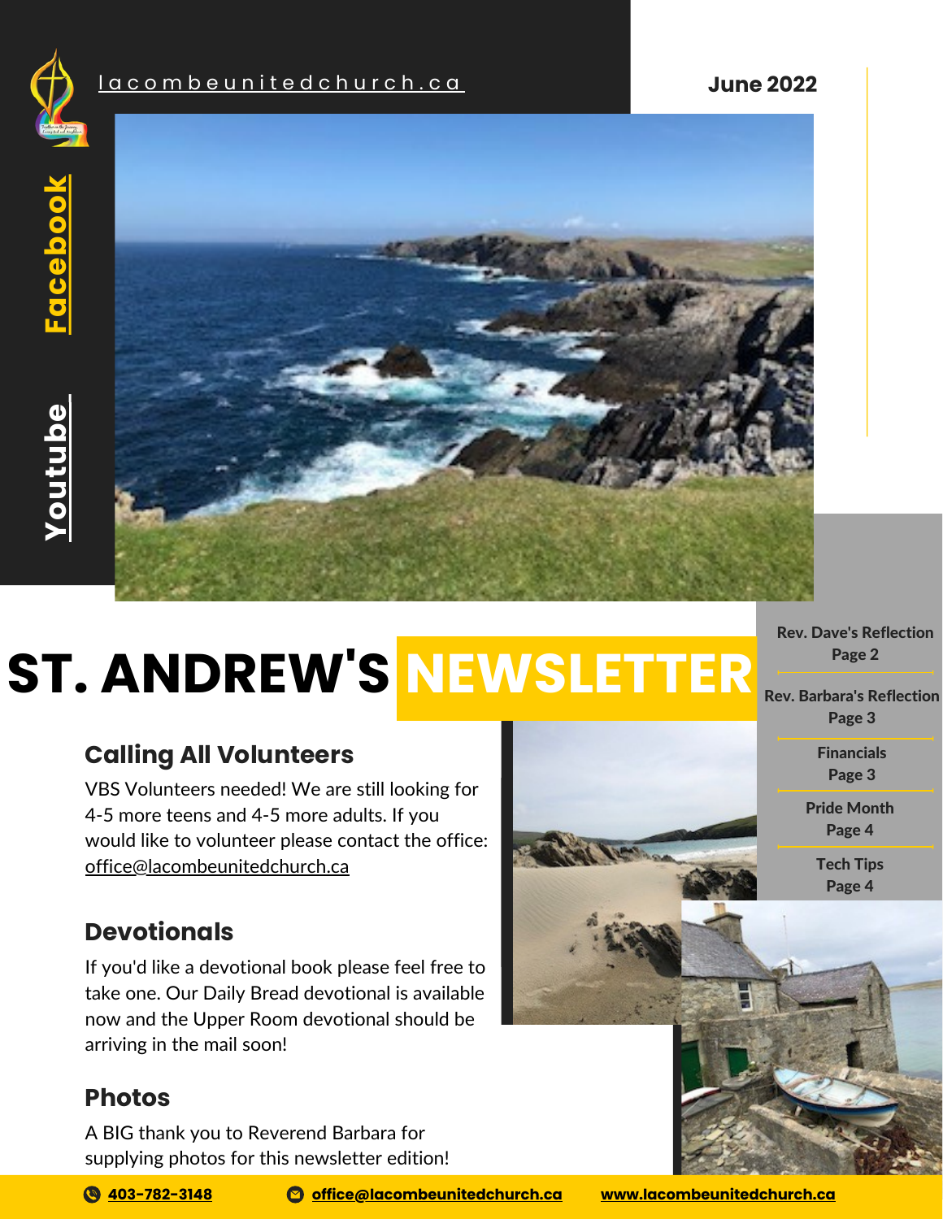lacombeunitedchurch.ca

Facebook

Youtube

**June 2022**

# ST. ANDREW'S NEWSLETTER

**Rev. Dave's Reflection**
Page 2

**Rev. Barbara's Reflection**
Page 3

**Financials**
Page 3

**Pride Month**
Page 4

**Tech Tips**
Page 4

## Calling All Volunteers

VBS Volunteers needed! We are still looking for 4-5 more teens and 4-5 more adults. If you would like to volunteer please contact the office: office@lacombeunitedchurch.ca

## Devotionals

If you'd like a devotional book please feel free to take one. Our Daily Bread devotional is available now and the Upper Room devotional should be arriving in the mail soon!

## Photos

A BIG thank you to Reverend Barbara for supplying photos for this newsletter edition!

**403-782-3148** **office@lacombeunitedchurch.ca** **www.lacombeunitedchurch.ca**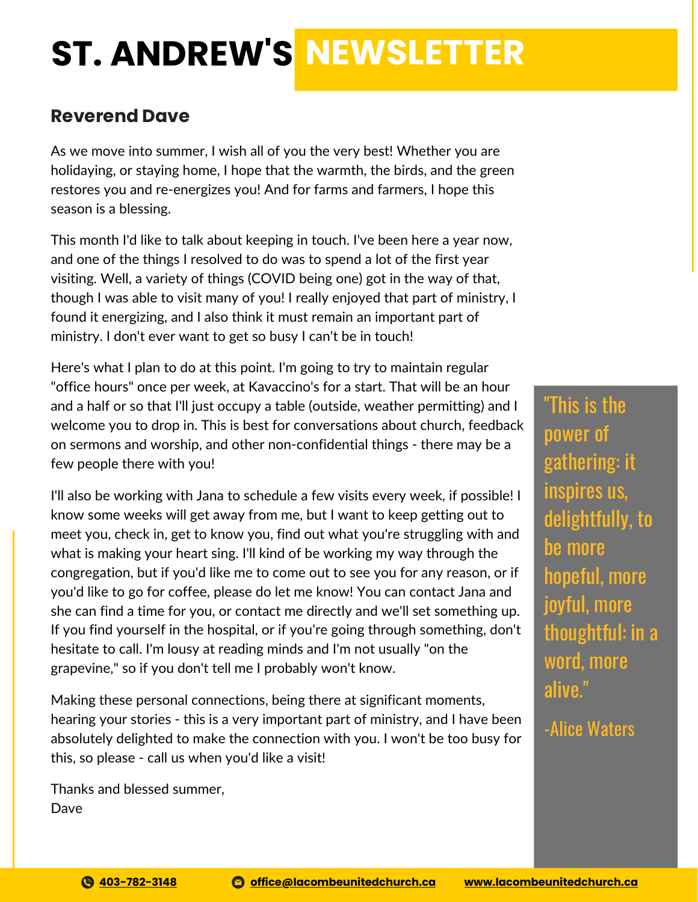# ST. ANDREW'S NEWSLETTER

## Reverend Dave

As we move into summer, I wish all of you the very best! Whether you are holidaying, or staying home, I hope that the warmth, the birds, and the green restores you and re-energizes you! And for farms and farmers, I hope this season is a blessing.

This month I'd like to talk about keeping in touch. I've been here a year now, and one of the things I resolved to do was to spend a lot of the first year visiting. Well, a variety of things (COVID being one) got in the way of that, though I was able to visit many of you! I really enjoyed that part of ministry, I found it energizing, and I also think it must remain an important part of ministry. I don't ever want to get so busy I can't be in touch!

Here's what I plan to do at this point. I'm going to try to maintain regular "office hours" once per week, at Kavaccino's for a start. That will be an hour and a half or so that I'll just occupy a table (outside, weather permitting) and I welcome you to drop in. This is best for conversations about church, feedback on sermons and worship, and other non-confidential things - there may be a few people there with you!

I'll also be working with Jana to schedule a few visits every week, if possible! I know some weeks will get away from me, but I want to keep getting out to meet you, check in, get to know you, find out what you're struggling with and what is making your heart sing. I'll kind of be working my way through the congregation, but if you'd like me to come out to see you for any reason, or if you'd like to go for coffee, please do let me know! You can contact Jana and she can find a time for you, or contact me directly and we'll set something up. If you find yourself in the hospital, or if you're going through something, don't hesitate to call. I'm lousy at reading minds and I'm not usually "on the grapevine," so if you don't tell me I probably won't know.

Making these personal connections, being there at significant moments, hearing your stories - this is a very important part of ministry, and I have been absolutely delighted to make the connection with you. I won't be too busy for this, so please - call us when you'd like a visit!

Thanks and blessed summer,
Dave

"This is the power of gathering: it inspires us, delightfully, to be more hopeful, more joyful, more thoughtful: in a word, more alive."

-Alice Waters

403-782-3148 | office@lacombeunitedchurch.ca | www.lacombeunitedchurch.ca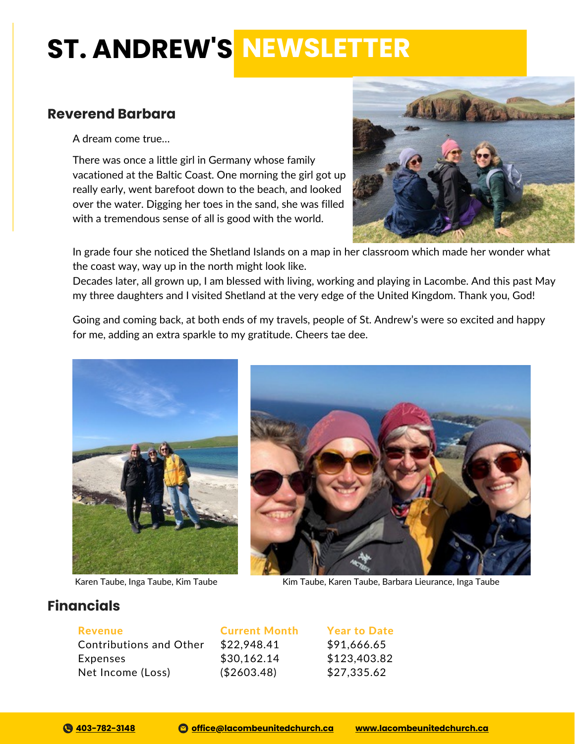# ST. ANDREW'S NEWSLETTER

## Reverend Barbara

A dream come true...

There was once a little girl in Germany whose family vacationed at the Baltic Coast. One morning the girl got up really early, went barefoot down to the beach, and looked over the water. Digging her toes in the sand, she was filled with a tremendous sense of all is good with the world.

In grade four she noticed the Shetland Islands on a map in her classroom which made her wonder what the coast way, way up in the north might look like.
Decades later, all grown up, I am blessed with living, working and playing in Lacombe. And this past May my three daughters and I visited Shetland at the very edge of the United Kingdom. Thank you, God!

Going and coming back, at both ends of my travels, people of St. Andrew's were so excited and happy for me, adding an extra sparkle to my gratitude. Cheers tae dee.

Karen Taube, Inga Taube, Kim Taube

Kim Taube, Karen Taube, Barbara Lieurance, Inga Taube

## Financials

| Revenue | Current Month | Year to Date |
|---|---|---|
| Contributions and Other | $22,948.41 | $91,666.65 |
| Expenses | $30,162.14 | $123,403.82 |
| Net Income (Loss) | ($2603.48) | $27,335.62 |

403-782-3148 office@lacombeunitedchurch.ca www.lacombeunitedchurch.ca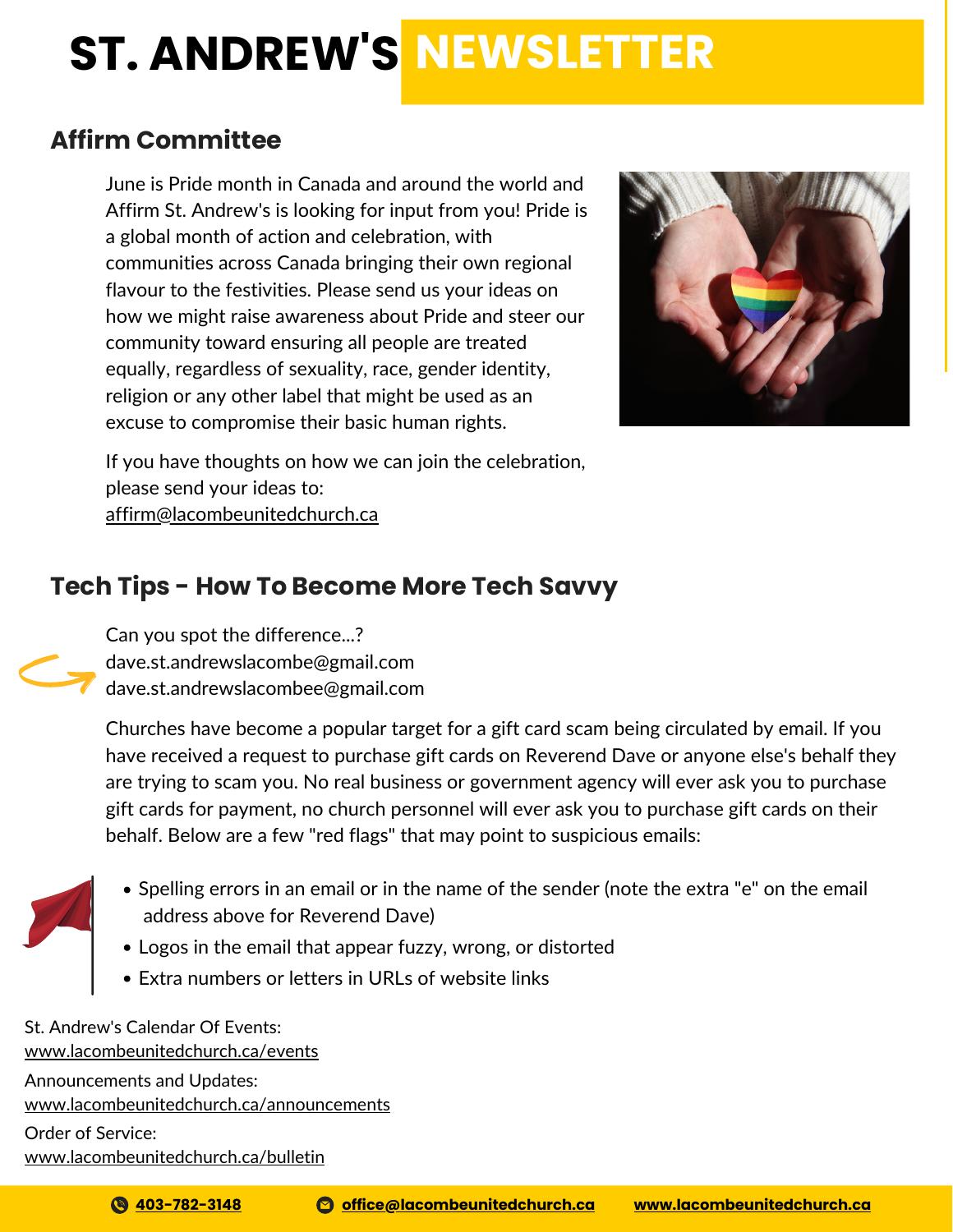# ST. ANDREW'S NEWSLETTER

## Affirm Committee

June is Pride month in Canada and around the world and Affirm St. Andrew's is looking for input from you! Pride is a global month of action and celebration, with communities across Canada bringing their own regional flavour to the festivities. Please send us your ideas on how we might raise awareness about Pride and steer our community toward ensuring all people are treated equally, regardless of sexuality, race, gender identity, religion or any other label that might be used as an excuse to compromise their basic human rights.

If you have thoughts on how we can join the celebration, please send your ideas to:
affirm@lacombeunitedchurch.ca

## Tech Tips - How To Become More Tech Savvy

Can you spot the difference...?
dave.st.andrewslacombe@gmail.com
dave.st.andrewslacombee@gmail.com

Churches have become a popular target for a gift card scam being circulated by email. If you have received a request to purchase gift cards on Reverend Dave or anyone else's behalf they are trying to scam you. No real business or government agency will ever ask you to purchase gift cards for payment, no church personnel will ever ask you to purchase gift cards on their behalf. Below are a few "red flags" that may point to suspicious emails:

- Spelling errors in an email or in the name of the sender (note the extra "e" on the email address above for Reverend Dave)
- Logos in the email that appear fuzzy, wrong, or distorted
- Extra numbers or letters in URLs of website links

St. Andrew's Calendar Of Events:
www.lacombeunitedchurch.ca/events

Announcements and Updates:
www.lacombeunitedchurch.ca/announcements

Order of Service:
www.lacombeunitedchurch.ca/bulletin

403-782-3148 office@lacombeunitedchurch.ca www.lacombeunitedchurch.ca